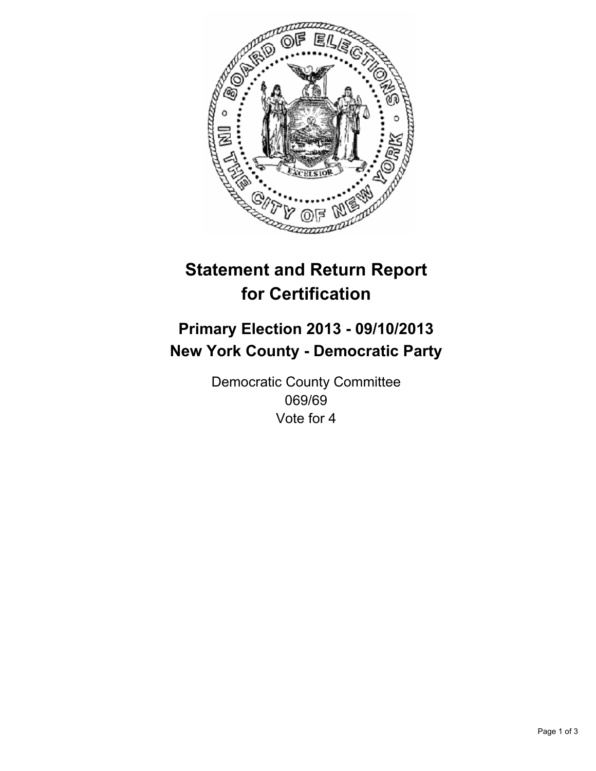# Statement and Return Report for Certification

## Primary Election 2013 - 09/10/2013
## New York County - Democratic Party

Democratic County Committee
069/69
Vote for 4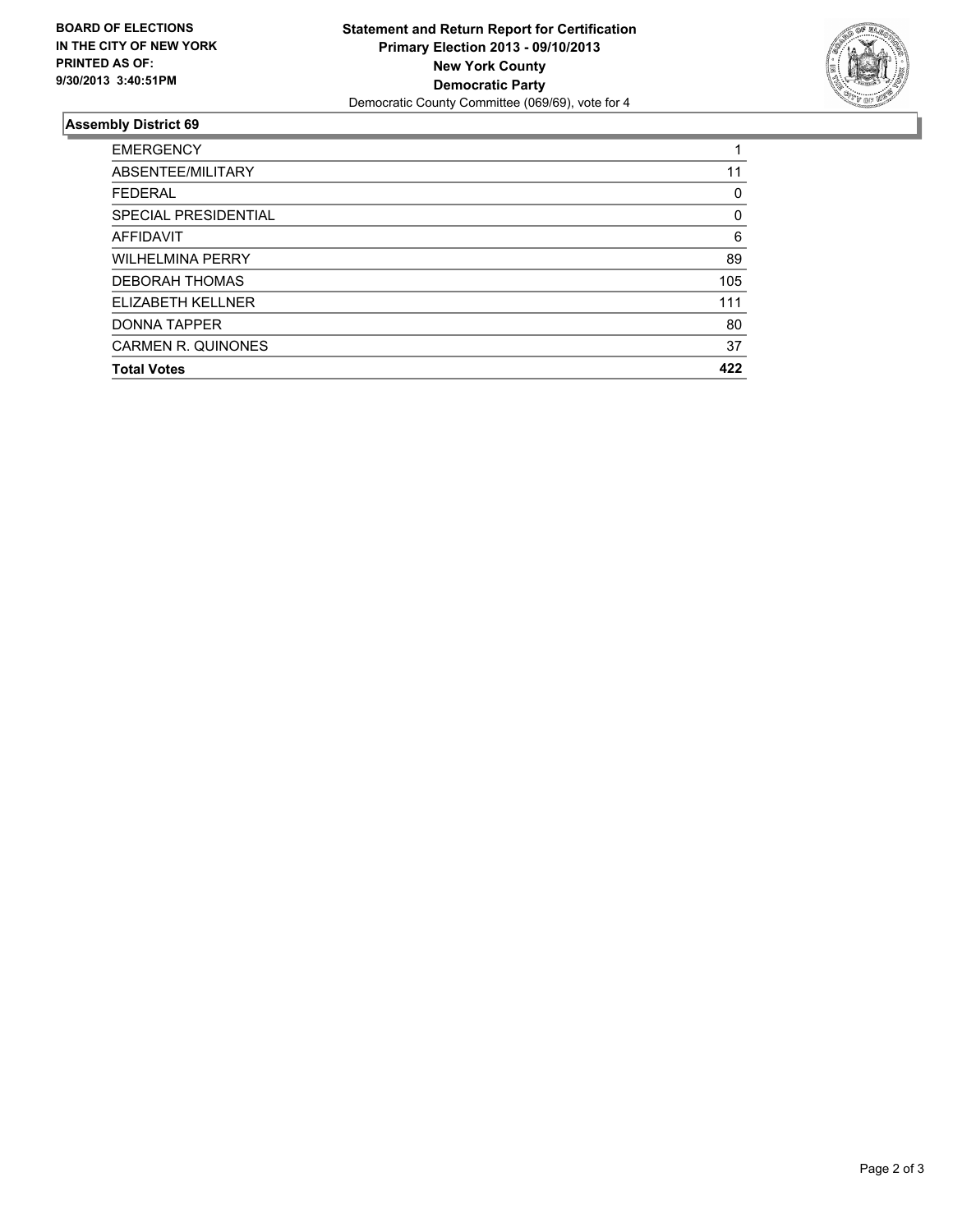**BOARD OF ELECTIONS IN THE CITY OF NEW YORK PRINTED AS OF: 9/30/2013 3:40:51PM**

**Statement and Return Report for Certification**
**Primary Election 2013 - 09/10/2013**
**New York County**
**Democratic Party**
Democratic County Committee (069/69), vote for 4

### Assembly District 69

| | |
|---|---|
| EMERGENCY | 1 |
| ABSENTEE/MILITARY | 11 |
| FEDERAL | 0 |
| SPECIAL PRESIDENTIAL | 0 |
| AFFIDAVIT | 6 |
| WILHELMINA PERRY | 89 |
| DEBORAH THOMAS | 105 |
| ELIZABETH KELLNER | 111 |
| DONNA TAPPER | 80 |
| CARMEN R. QUINONES | 37 |
| **Total Votes** | **422** |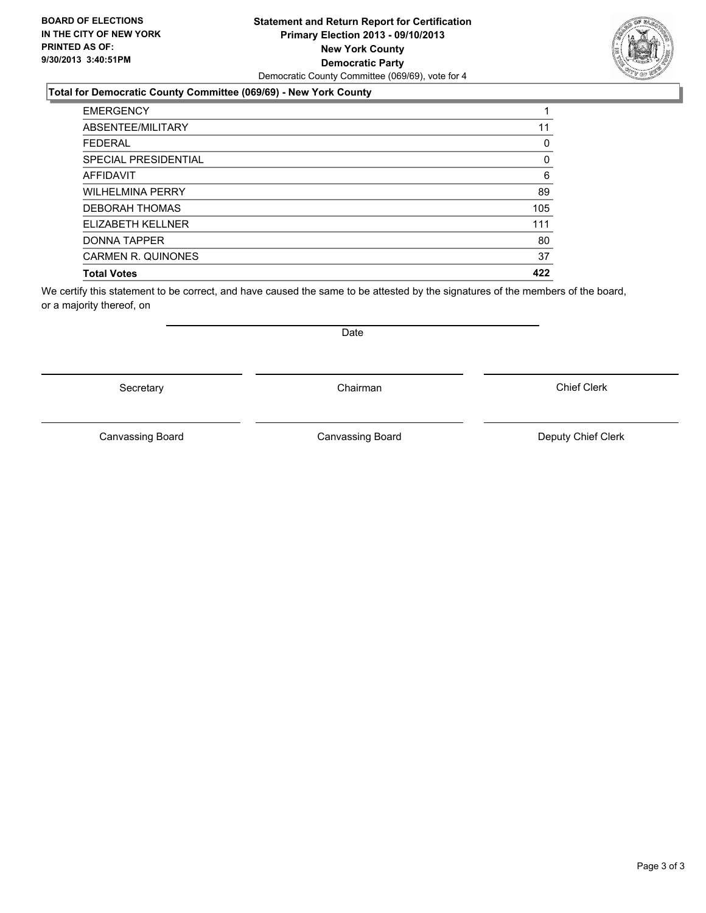**BOARD OF ELECTIONS IN THE CITY OF NEW YORK PRINTED AS OF: 9/30/2013 3:40:51PM**

**Statement and Return Report for Certification**
**Primary Election 2013 - 09/10/2013**
**New York County**
**Democratic Party**
Democratic County Committee (069/69), vote for 4

### Total for Democratic County Committee (069/69) - New York County

| | |
|---|---|
| EMERGENCY | 1 |
| ABSENTEE/MILITARY | 11 |
| FEDERAL | 0 |
| SPECIAL PRESIDENTIAL | 0 |
| AFFIDAVIT | 6 |
| WILHELMINA PERRY | 89 |
| DEBORAH THOMAS | 105 |
| ELIZABETH KELLNER | 111 |
| DONNA TAPPER | 80 |
| CARMEN R. QUINONES | 37 |
| **Total Votes** | **422** |

We certify this statement to be correct, and have caused the same to be attested by the signatures of the members of the board, or a majority thereof, on

Date

Secretary

Chairman

Chief Clerk

Canvassing Board

Canvassing Board

Deputy Chief Clerk